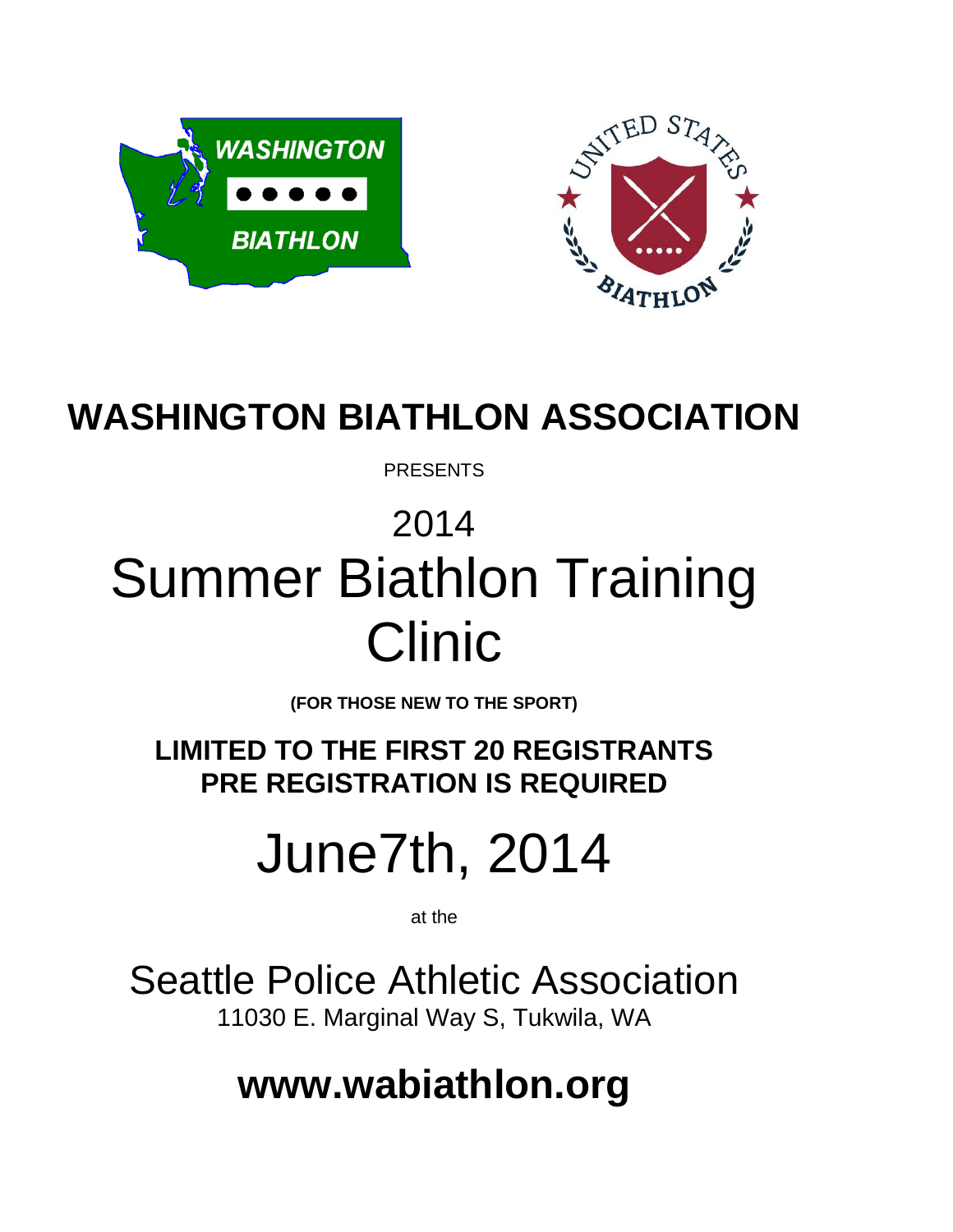# WASHINGTON BIATHLON ASSOCIATION

PRESENTS

# 2014 Summer Biathlon Training Clinic

**(FOR THOSE NEW TO THE SPORT)**

**LIMITED TO THE FIRST 20 REGISTRANTS**
**PRE REGISTRATION IS REQUIRED**

# June7th, 2014

at the

## Seattle Police Athletic Association

11030 E. Marginal Way S, Tukwila, WA

**www.wabiathlon.org**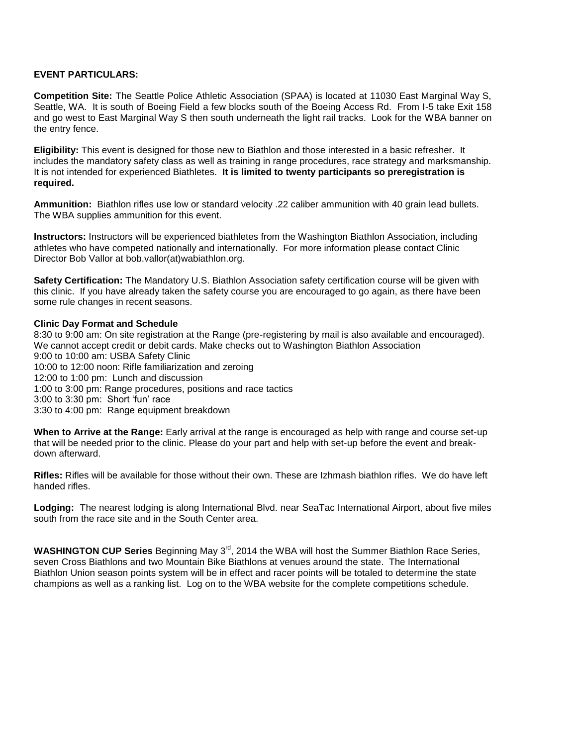**EVENT PARTICULARS:**

**Competition Site:** The Seattle Police Athletic Association (SPAA) is located at 11030 East Marginal Way S, Seattle, WA. It is south of Boeing Field a few blocks south of the Boeing Access Rd. From I-5 take Exit 158 and go west to East Marginal Way S then south underneath the light rail tracks. Look for the WBA banner on the entry fence.

**Eligibility:** This event is designed for those new to Biathlon and those interested in a basic refresher. It includes the mandatory safety class as well as training in range procedures, race strategy and marksmanship. It is not intended for experienced Biathletes. **It is limited to twenty participants so preregistration is required.**

**Ammunition:** Biathlon rifles use low or standard velocity .22 caliber ammunition with 40 grain lead bullets. The WBA supplies ammunition for this event.

**Instructors:** Instructors will be experienced biathletes from the Washington Biathlon Association, including athletes who have competed nationally and internationally. For more information please contact Clinic Director Bob Vallor at bob.vallor(at)wabiathlon.org.

**Safety Certification:** The Mandatory U.S. Biathlon Association safety certification course will be given with this clinic. If you have already taken the safety course you are encouraged to go again, as there have been some rule changes in recent seasons.

**Clinic Day Format and Schedule**

8:30 to 9:00 am: On site registration at the Range (pre-registering by mail is also available and encouraged). We cannot accept credit or debit cards. Make checks out to Washington Biathlon Association
9:00 to 10:00 am: USBA Safety Clinic
10:00 to 12:00 noon: Rifle familiarization and zeroing
12:00 to 1:00 pm: Lunch and discussion
1:00 to 3:00 pm: Range procedures, positions and race tactics
3:00 to 3:30 pm: Short 'fun' race
3:30 to 4:00 pm: Range equipment breakdown

**When to Arrive at the Range:** Early arrival at the range is encouraged as help with range and course set-up that will be needed prior to the clinic. Please do your part and help with set-up before the event and break-down afterward.

**Rifles:** Rifles will be available for those without their own. These are Izhmash biathlon rifles. We do have left handed rifles.

**Lodging:** The nearest lodging is along International Blvd. near SeaTac International Airport, about five miles south from the race site and in the South Center area.

**WASHINGTON CUP Series** Beginning May 3rd, 2014 the WBA will host the Summer Biathlon Race Series, seven Cross Biathlons and two Mountain Bike Biathlons at venues around the state. The International Biathlon Union season points system will be in effect and racer points will be totaled to determine the state champions as well as a ranking list. Log on to the WBA website for the complete competitions schedule.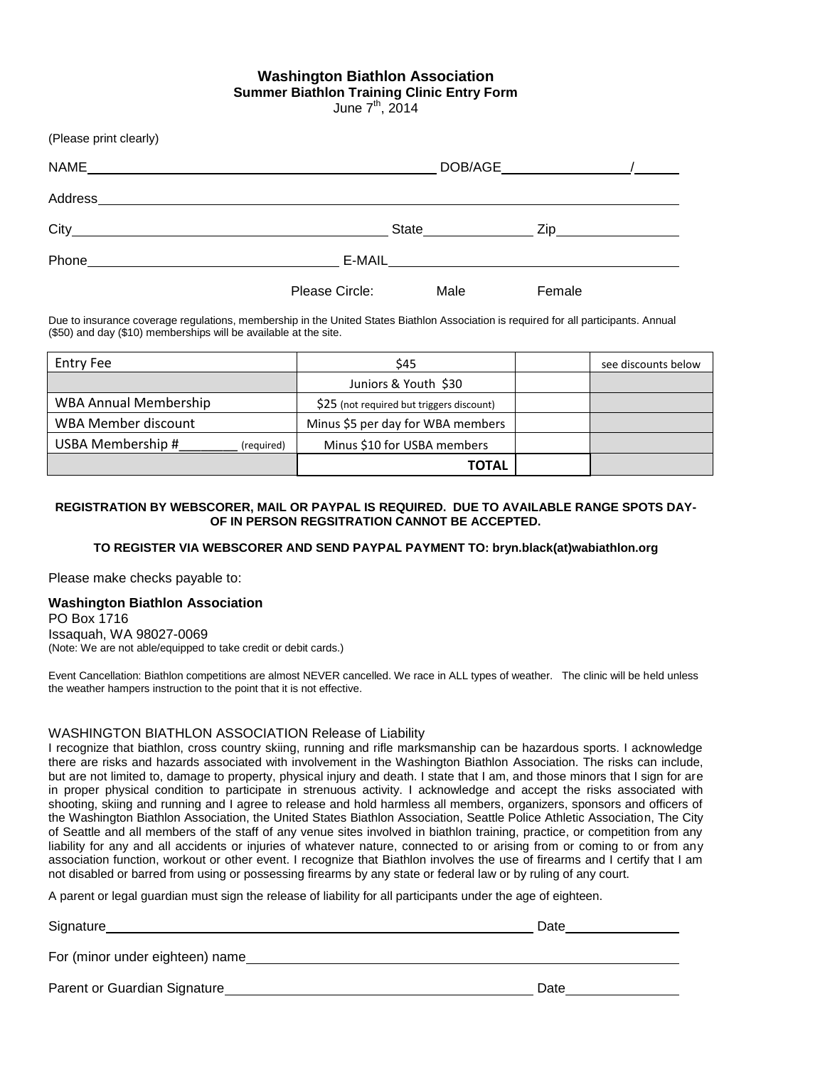# Washington Biathlon Association

## Summer Biathlon Training Clinic Entry Form

June 7th, 2014

(Please print clearly)

NAME______________________________________________ DOB/AGE________________/______

Address_______________________________________________________________________________

City_________________________________________ State______________ Zip________________

Phone__________________________________ E-MAIL________________________________________

Please Circle: Male Female

Due to insurance coverage regulations, membership in the United States Biathlon Association is required for all participants. Annual ($50) and day ($10) memberships will be available at the site.

| Entry Fee | $45 | | see discounts below |
|---|---|---|---|
| | Juniors & Youth $30 | | |
| WBA Annual Membership | $25 (not required but triggers discount) | | |
| WBA Member discount | Minus $5 per day for WBA members | | |
| USBA Membership #________ (required) | Minus $10 for USBA members | | |
| | **TOTAL** | | |

**REGISTRATION BY WEBSCORER, MAIL OR PAYPAL IS REQUIRED. DUE TO AVAILABLE RANGE SPOTS DAY-OF IN PERSON REGSITRATION CANNOT BE ACCEPTED.**

**TO REGISTER VIA WEBSCORER AND SEND PAYPAL PAYMENT TO: bryn.black(at)wabiathlon.org**

Please make checks payable to:

**Washington Biathlon Association**
PO Box 1716
Issaquah, WA 98027-0069
(Note: We are not able/equipped to take credit or debit cards.)

Event Cancellation: Biathlon competitions are almost NEVER cancelled. We race in ALL types of weather. The clinic will be held unless the weather hampers instruction to the point that it is not effective.

WASHINGTON BIATHLON ASSOCIATION Release of Liability

I recognize that biathlon, cross country skiing, running and rifle marksmanship can be hazardous sports. I acknowledge there are risks and hazards associated with involvement in the Washington Biathlon Association. The risks can include, but are not limited to, damage to property, physical injury and death. I state that I am, and those minors that I sign for are in proper physical condition to participate in strenuous activity. I acknowledge and accept the risks associated with shooting, skiing and running and I agree to release and hold harmless all members, organizers, sponsors and officers of the Washington Biathlon Association, the United States Biathlon Association, Seattle Police Athletic Association, The City of Seattle and all members of the staff of any venue sites involved in biathlon training, practice, or competition from any liability for any and all accidents or injuries of whatever nature, connected to or arising from or coming to or from any association function, workout or other event. I recognize that Biathlon involves the use of firearms and I certify that I am not disabled or barred from using or possessing firearms by any state or federal law or by ruling of any court.

A parent or legal guardian must sign the release of liability for all participants under the age of eighteen.

Signature_______________________________________________________ Date_______________

For (minor under eighteen) name________________________________________________________

Parent or Guardian Signature________________________________________ Date_______________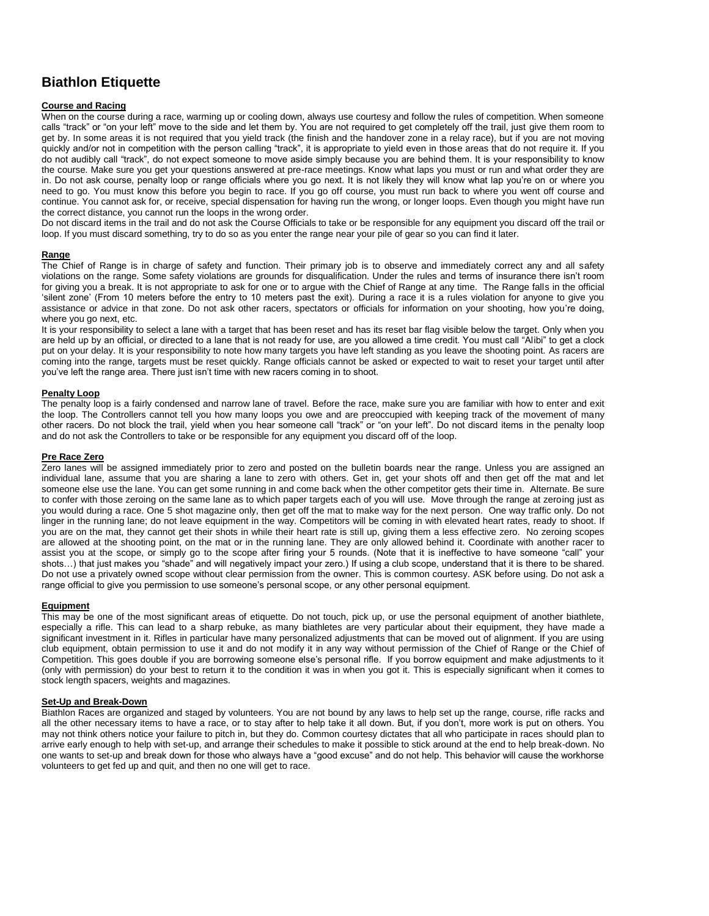# Biathlon Etiquette

## Course and Racing

When on the course during a race, warming up or cooling down, always use courtesy and follow the rules of competition. When someone calls "track" or "on your left" move to the side and let them by. You are not required to get completely off the trail, just give them room to get by. In some areas it is not required that you yield track (the finish and the handover zone in a relay race), but if you are not moving quickly and/or not in competition with the person calling "track", it is appropriate to yield even in those areas that do not require it. If you do not audibly call "track", do not expect someone to move aside simply because you are behind them. It is your responsibility to know the course. Make sure you get your questions answered at pre-race meetings. Know what laps you must or run and what order they are in. Do not ask course, penalty loop or range officials where you go next. It is not likely they will know what lap you're on or where you need to go. You must know this before you begin to race. If you go off course, you must run back to where you went off course and continue. You cannot ask for, or receive, special dispensation for having run the wrong, or longer loops. Even though you might have run the correct distance, you cannot run the loops in the wrong order.

Do not discard items in the trail and do not ask the Course Officials to take or be responsible for any equipment you discard off the trail or loop. If you must discard something, try to do so as you enter the range near your pile of gear so you can find it later.

## Range

The Chief of Range is in charge of safety and function. Their primary job is to observe and immediately correct any and all safety violations on the range. Some safety violations are grounds for disqualification. Under the rules and terms of insurance there isn't room for giving you a break. It is not appropriate to ask for one or to argue with the Chief of Range at any time. The Range falls in the official 'silent zone' (From 10 meters before the entry to 10 meters past the exit). During a race it is a rules violation for anyone to give you assistance or advice in that zone. Do not ask other racers, spectators or officials for information on your shooting, how you're doing, where you go next, etc.

It is your responsibility to select a lane with a target that has been reset and has its reset bar flag visible below the target. Only when you are held up by an official, or directed to a lane that is not ready for use, are you allowed a time credit. You must call "Alibi" to get a clock put on your delay. It is your responsibility to note how many targets you have left standing as you leave the shooting point. As racers are coming into the range, targets must be reset quickly. Range officials cannot be asked or expected to wait to reset your target until after you've left the range area. There just isn't time with new racers coming in to shoot.

## Penalty Loop

The penalty loop is a fairly condensed and narrow lane of travel. Before the race, make sure you are familiar with how to enter and exit the loop. The Controllers cannot tell you how many loops you owe and are preoccupied with keeping track of the movement of many other racers. Do not block the trail, yield when you hear someone call "track" or "on your left". Do not discard items in the penalty loop and do not ask the Controllers to take or be responsible for any equipment you discard off of the loop.

## Pre Race Zero

Zero lanes will be assigned immediately prior to zero and posted on the bulletin boards near the range. Unless you are assigned an individual lane, assume that you are sharing a lane to zero with others. Get in, get your shots off and then get off the mat and let someone else use the lane. You can get some running in and come back when the other competitor gets their time in. Alternate. Be sure to confer with those zeroing on the same lane as to which paper targets each of you will use. Move through the range at zeroing just as you would during a race. One 5 shot magazine only, then get off the mat to make way for the next person. One way traffic only. Do not linger in the running lane; do not leave equipment in the way. Competitors will be coming in with elevated heart rates, ready to shoot. If you are on the mat, they cannot get their shots in while their heart rate is still up, giving them a less effective zero. No zeroing scopes are allowed at the shooting point, on the mat or in the running lane. They are only allowed behind it. Coordinate with another racer to assist you at the scope, or simply go to the scope after firing your 5 rounds. (Note that it is ineffective to have someone "call" your shots…) that just makes you "shade" and will negatively impact your zero.) If using a club scope, understand that it is there to be shared. Do not use a privately owned scope without clear permission from the owner. This is common courtesy. ASK before using. Do not ask a range official to give you permission to use someone's personal scope, or any other personal equipment.

## Equipment

This may be one of the most significant areas of etiquette. Do not touch, pick up, or use the personal equipment of another biathlete, especially a rifle. This can lead to a sharp rebuke, as many biathletes are very particular about their equipment, they have made a significant investment in it. Rifles in particular have many personalized adjustments that can be moved out of alignment. If you are using club equipment, obtain permission to use it and do not modify it in any way without permission of the Chief of Range or the Chief of Competition. This goes double if you are borrowing someone else's personal rifle. If you borrow equipment and make adjustments to it (only with permission) do your best to return it to the condition it was in when you got it. This is especially significant when it comes to stock length spacers, weights and magazines.

## Set-Up and Break-Down

Biathlon Races are organized and staged by volunteers. You are not bound by any laws to help set up the range, course, rifle racks and all the other necessary items to have a race, or to stay after to help take it all down. But, if you don't, more work is put on others. You may not think others notice your failure to pitch in, but they do. Common courtesy dictates that all who participate in races should plan to arrive early enough to help with set-up, and arrange their schedules to make it possible to stick around at the end to help break-down. No one wants to set-up and break down for those who always have a "good excuse" and do not help. This behavior will cause the workhorse volunteers to get fed up and quit, and then no one will get to race.